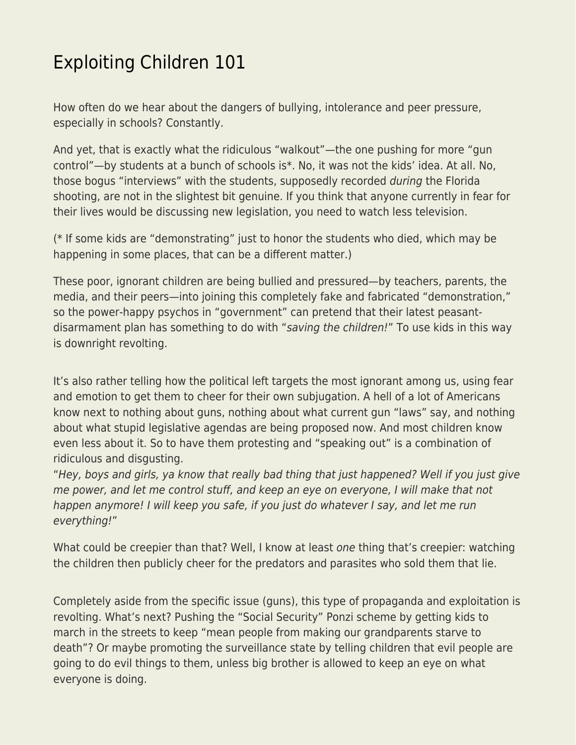# Exploiting Children 101

How often do we hear about the dangers of bullying, intolerance and peer pressure, especially in schools? Constantly.

And yet, that is exactly what the ridiculous "walkout"—the one pushing for more "gun control"—by students at a bunch of schools is*. No, it was not the kids' idea. At all. No, those bogus "interviews" with the students, supposedly recorded *during* the Florida shooting, are not in the slightest bit genuine. If you think that anyone currently in fear for their lives would be discussing new legislation, you need to watch less television.

(* If some kids are "demonstrating" just to honor the students who died, which may be happening in some places, that can be a different matter.)

These poor, ignorant children are being bullied and pressured—by teachers, parents, the media, and their peers—into joining this completely fake and fabricated "demonstration," so the power-happy psychos in "government" can pretend that their latest peasant-disarmament plan has something to do with "*saving the children!*" To use kids in this way is downright revolting.

It's also rather telling how the political left targets the most ignorant among us, using fear and emotion to get them to cheer for their own subjugation. A hell of a lot of Americans know next to nothing about guns, nothing about what current gun "laws" say, and nothing about what stupid legislative agendas are being proposed now. And most children know even less about it. So to have them protesting and "speaking out" is a combination of ridiculous and disgusting.

"*Hey, boys and girls, ya know that really bad thing that just happened? Well if you just give me power, and let me control stuff, and keep an eye on everyone, I will make that not happen anymore! I will keep you safe, if you just do whatever I say, and let me run everything!*"

What could be creepier than that? Well, I know at least *one* thing that's creepier: watching the children then publicly cheer for the predators and parasites who sold them that lie.

Completely aside from the specific issue (guns), this type of propaganda and exploitation is revolting. What's next? Pushing the "Social Security" Ponzi scheme by getting kids to march in the streets to keep "mean people from making our grandparents starve to death"? Or maybe promoting the surveillance state by telling children that evil people are going to do evil things to them, unless big brother is allowed to keep an eye on what everyone is doing.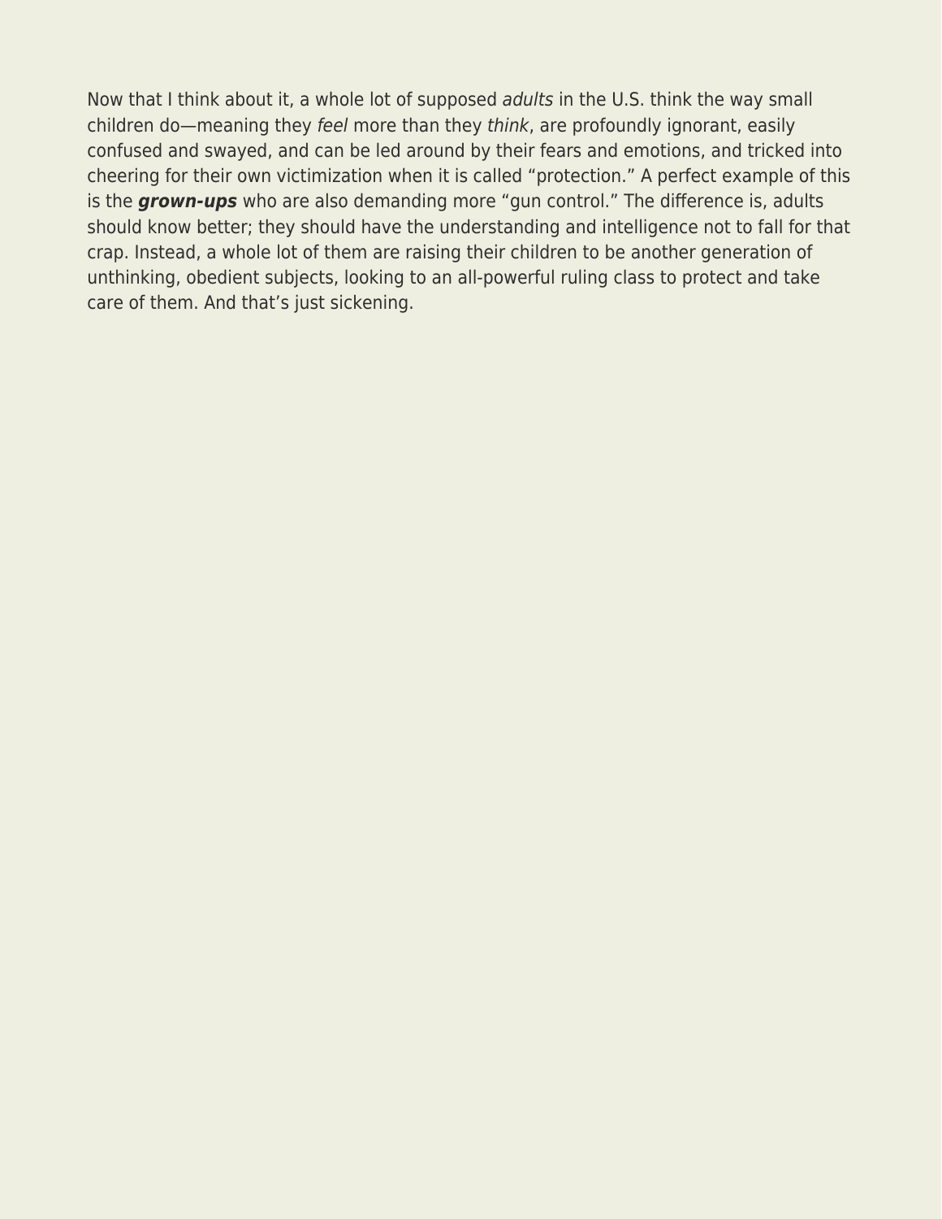Now that I think about it, a whole lot of supposed *adults* in the U.S. think the way small children do—meaning they *feel* more than they *think*, are profoundly ignorant, easily confused and swayed, and can be led around by their fears and emotions, and tricked into cheering for their own victimization when it is called "protection." A perfect example of this is the ***grown-ups*** who are also demanding more "gun control." The difference is, adults should know better; they should have the understanding and intelligence not to fall for that crap. Instead, a whole lot of them are raising their children to be another generation of unthinking, obedient subjects, looking to an all-powerful ruling class to protect and take care of them. And that's just sickening.